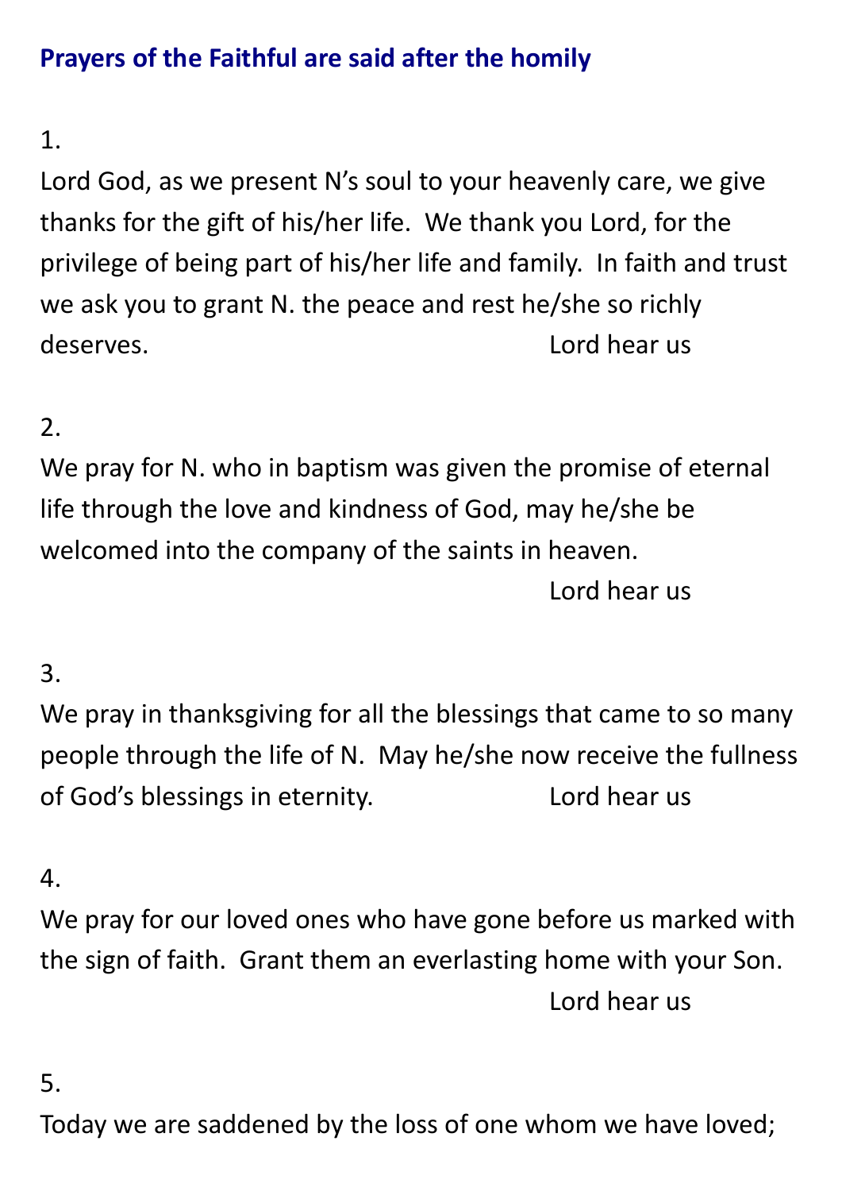## Prayers of the Faithful are said after the homily

1.

Lord God, as we present N's soul to your heavenly care, we give thanks for the gift of his/her life.  We thank you Lord, for the privilege of being part of his/her life and family.  In faith and trust we ask you to grant N. the peace and rest he/she so richly deserves. Lord hear us

2.

We pray for N. who in baptism was given the promise of eternal life through the love and kindness of God, may he/she be welcomed into the company of the saints in heaven.

Lord hear us

3.

We pray in thanksgiving for all the blessings that came to so many people through the life of N.  May he/she now receive the fullness of God's blessings in eternity. Lord hear us

4.

We pray for our loved ones who have gone before us marked with the sign of faith.  Grant them an everlasting home with your Son.

Lord hear us

5.

Today we are saddened by the loss of one whom we have loved;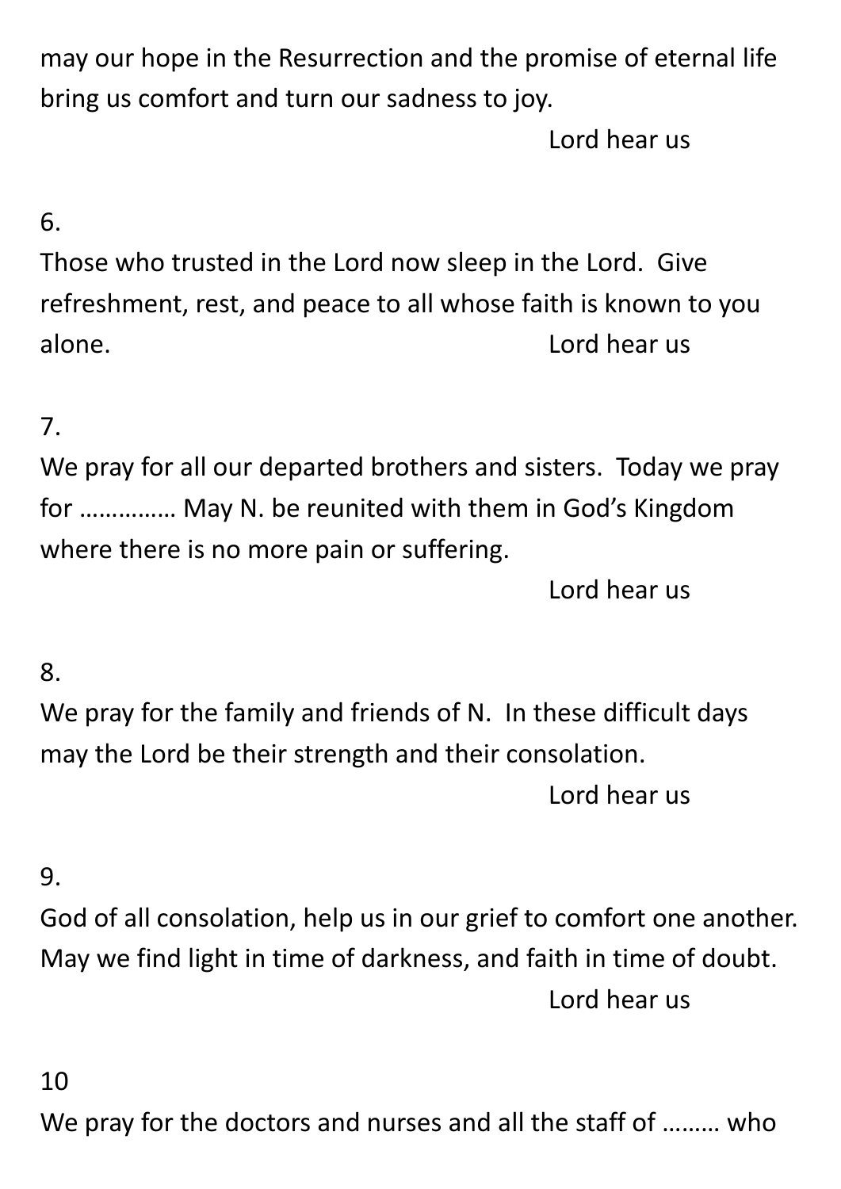may our hope in the Resurrection and the promise of eternal life bring us comfort and turn our sadness to joy.

Lord hear us

6.

Those who trusted in the Lord now sleep in the Lord. Give refreshment, rest, and peace to all whose faith is known to you alone. Lord hear us

7.

We pray for all our departed brothers and sisters. Today we pray for …………… May N. be reunited with them in God's Kingdom where there is no more pain or suffering.

Lord hear us

8.

We pray for the family and friends of N. In these difficult days may the Lord be their strength and their consolation.

Lord hear us

9.

God of all consolation, help us in our grief to comfort one another. May we find light in time of darkness, and faith in time of doubt.

Lord hear us

10

We pray for the doctors and nurses and all the staff of ……… who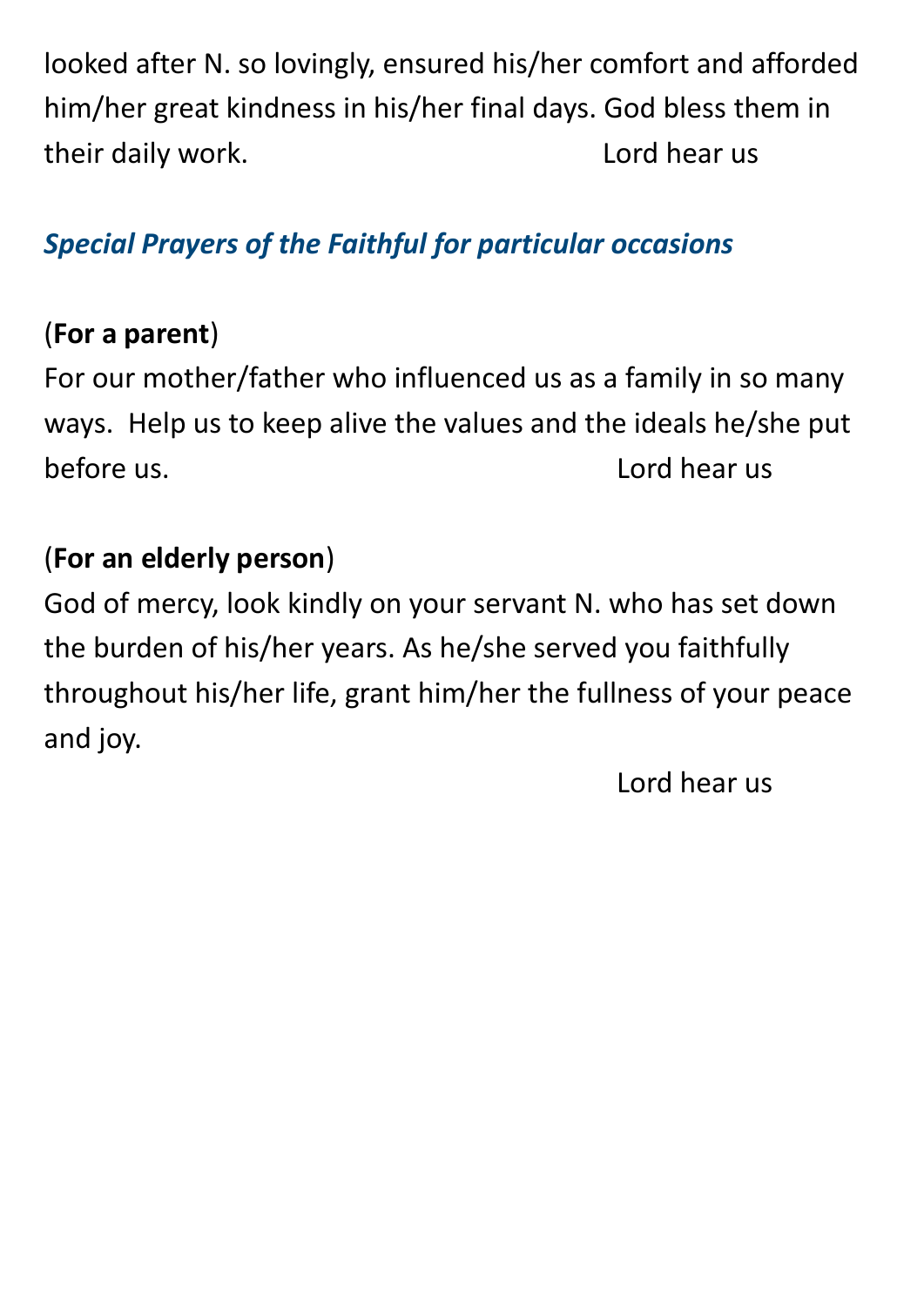looked after N. so lovingly, ensured his/her comfort and afforded him/her great kindness in his/her final days. God bless them in their daily work. Lord hear us

## *Special Prayers of the Faithful for particular occasions*

(**For a parent**)

For our mother/father who influenced us as a family in so many ways. Help us to keep alive the values and the ideals he/she put before us. Lord hear us

(**For an elderly person**)

God of mercy, look kindly on your servant N. who has set down the burden of his/her years. As he/she served you faithfully throughout his/her life, grant him/her the fullness of your peace and joy.

Lord hear us